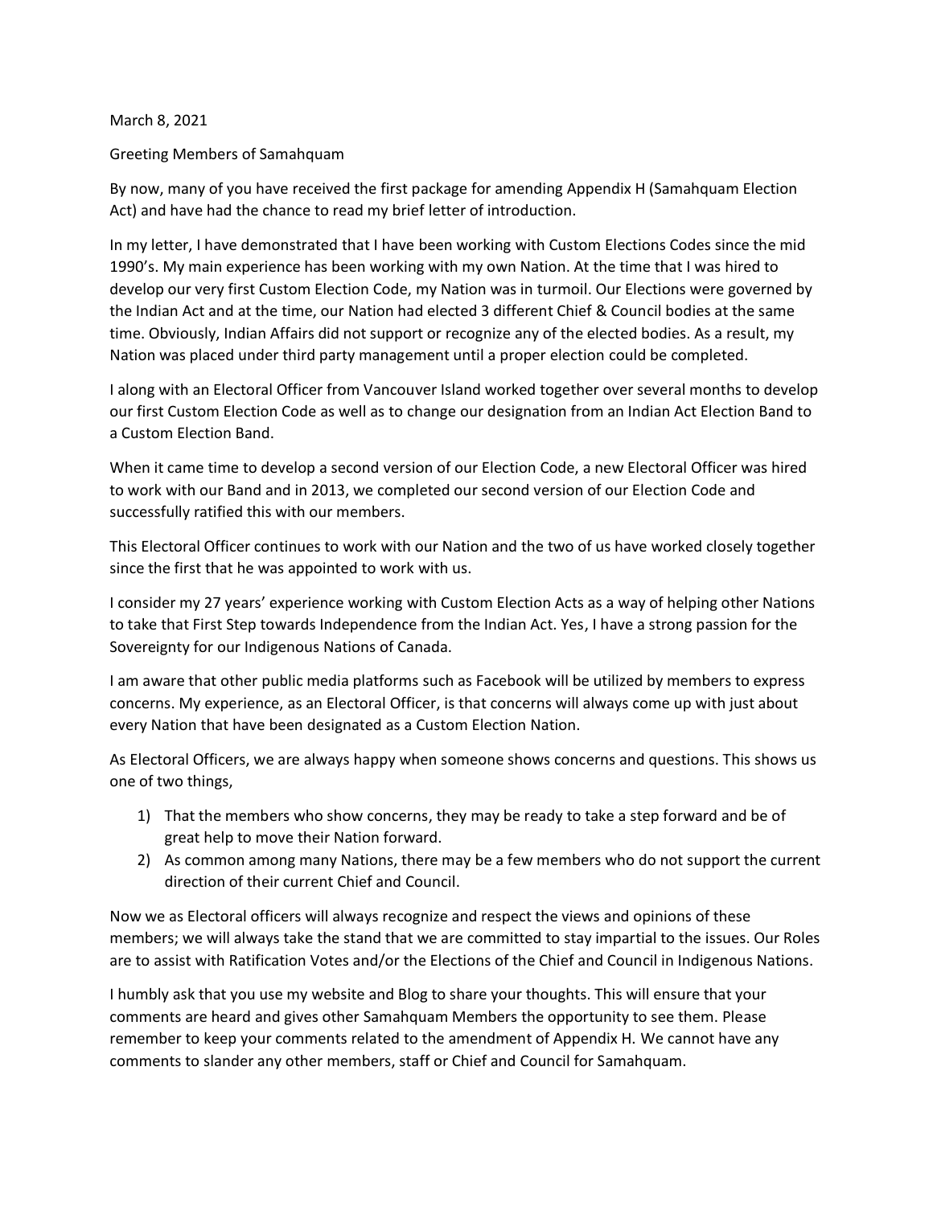March 8, 2021

Greeting Members of Samahquam

By now, many of you have received the first package for amending Appendix H (Samahquam Election Act) and have had the chance to read my brief letter of introduction.

In my letter, I have demonstrated that I have been working with Custom Elections Codes since the mid 1990's. My main experience has been working with my own Nation. At the time that I was hired to develop our very first Custom Election Code, my Nation was in turmoil. Our Elections were governed by the Indian Act and at the time, our Nation had elected 3 different Chief & Council bodies at the same time. Obviously, Indian Affairs did not support or recognize any of the elected bodies. As a result, my Nation was placed under third party management until a proper election could be completed.

I along with an Electoral Officer from Vancouver Island worked together over several months to develop our first Custom Election Code as well as to change our designation from an Indian Act Election Band to a Custom Election Band.

When it came time to develop a second version of our Election Code, a new Electoral Officer was hired to work with our Band and in 2013, we completed our second version of our Election Code and successfully ratified this with our members.

This Electoral Officer continues to work with our Nation and the two of us have worked closely together since the first that he was appointed to work with us.

I consider my 27 years' experience working with Custom Election Acts as a way of helping other Nations to take that First Step towards Independence from the Indian Act. Yes, I have a strong passion for the Sovereignty for our Indigenous Nations of Canada.

I am aware that other public media platforms such as Facebook will be utilized by members to express concerns. My experience, as an Electoral Officer, is that concerns will always come up with just about every Nation that have been designated as a Custom Election Nation.

As Electoral Officers, we are always happy when someone shows concerns and questions. This shows us one of two things,

1) That the members who show concerns, they may be ready to take a step forward and be of great help to move their Nation forward.
2) As common among many Nations, there may be a few members who do not support the current direction of their current Chief and Council.

Now we as Electoral officers will always recognize and respect the views and opinions of these members; we will always take the stand that we are committed to stay impartial to the issues. Our Roles are to assist with Ratification Votes and/or the Elections of the Chief and Council in Indigenous Nations.

I humbly ask that you use my website and Blog to share your thoughts. This will ensure that your comments are heard and gives other Samahquam Members the opportunity to see them. Please remember to keep your comments related to the amendment of Appendix H. We cannot have any comments to slander any other members, staff or Chief and Council for Samahquam.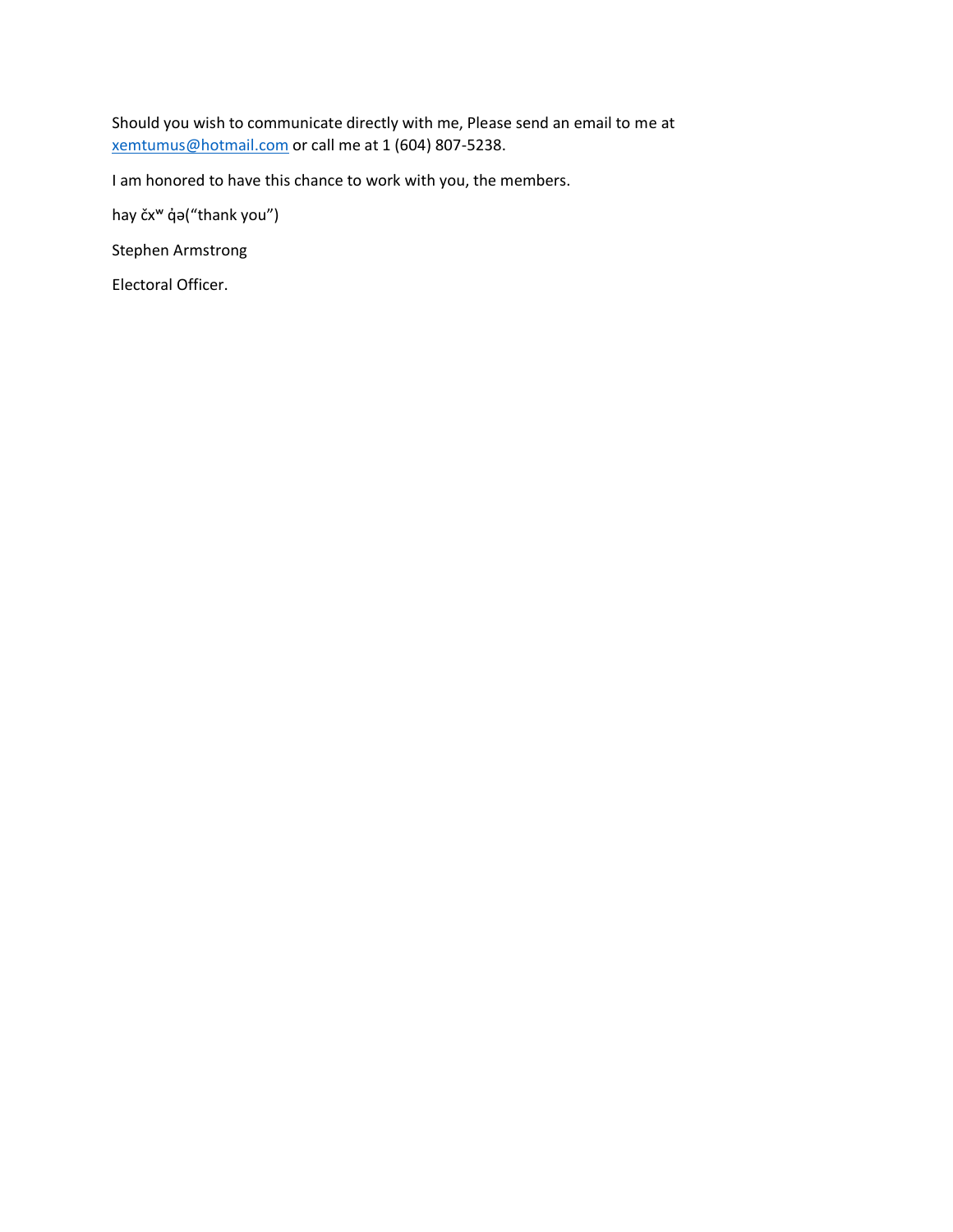Should you wish to communicate directly with me, Please send an email to me at xemtumus@hotmail.com or call me at 1 (604) 807-5238.

I am honored to have this chance to work with you, the members.

hay čxʷ q̓ə(“thank you”)

Stephen Armstrong

Electoral Officer.